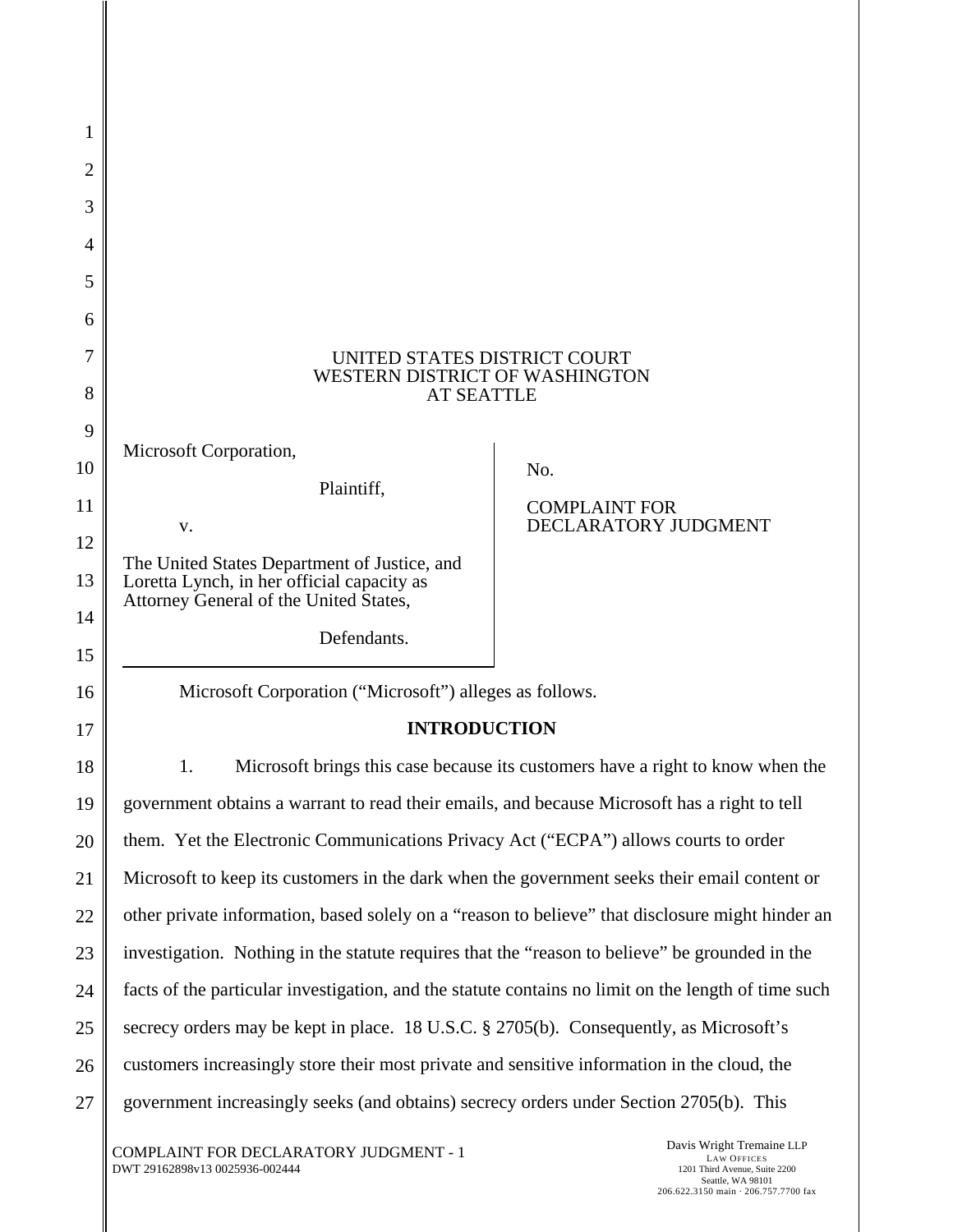UNITED STATES DISTRICT COURT
WESTERN DISTRICT OF WASHINGTON
AT SEATTLE

| | |
|---|---|
| Microsoft Corporation,<br><br>Plaintiff,<br><br>v.<br><br>The United States Department of Justice, and Loretta Lynch, in her official capacity as Attorney General of the United States,<br><br>Defendants. | No.<br><br>COMPLAINT FOR DECLARATORY JUDGMENT |

Microsoft Corporation ("Microsoft") alleges as follows.

## INTRODUCTION

1. Microsoft brings this case because its customers have a right to know when the government obtains a warrant to read their emails, and because Microsoft has a right to tell them. Yet the Electronic Communications Privacy Act ("ECPA") allows courts to order Microsoft to keep its customers in the dark when the government seeks their email content or other private information, based solely on a "reason to believe" that disclosure might hinder an investigation. Nothing in the statute requires that the "reason to believe" be grounded in the facts of the particular investigation, and the statute contains no limit on the length of time such secrecy orders may be kept in place. 18 U.S.C. § 2705(b). Consequently, as Microsoft's customers increasingly store their most private and sensitive information in the cloud, the government increasingly seeks (and obtains) secrecy orders under Section 2705(b). This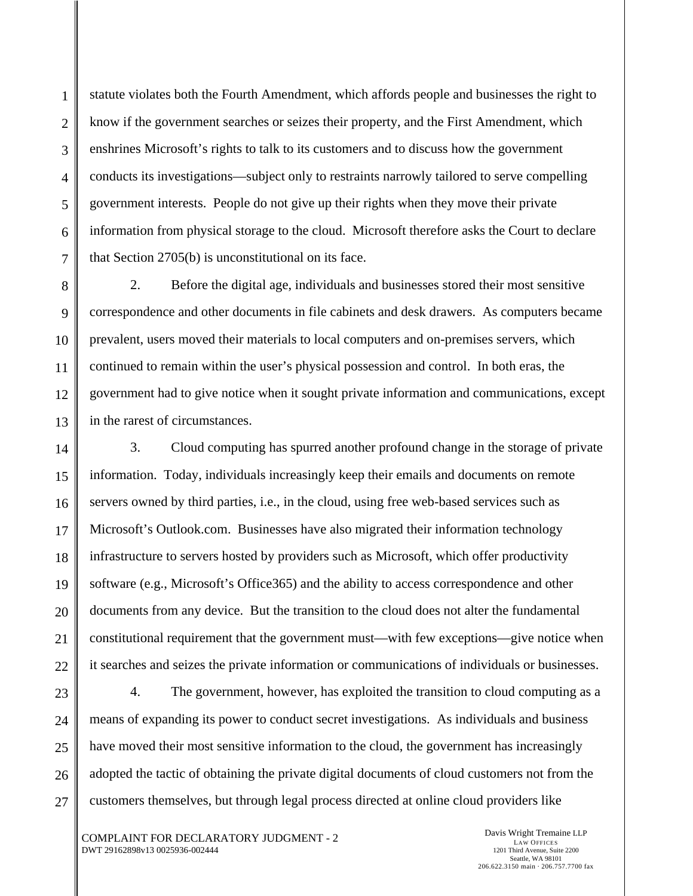statute violates both the Fourth Amendment, which affords people and businesses the right to know if the government searches or seizes their property, and the First Amendment, which enshrines Microsoft's rights to talk to its customers and to discuss how the government conducts its investigations—subject only to restraints narrowly tailored to serve compelling government interests. People do not give up their rights when they move their private information from physical storage to the cloud. Microsoft therefore asks the Court to declare that Section 2705(b) is unconstitutional on its face.

2. Before the digital age, individuals and businesses stored their most sensitive correspondence and other documents in file cabinets and desk drawers. As computers became prevalent, users moved their materials to local computers and on-premises servers, which continued to remain within the user's physical possession and control. In both eras, the government had to give notice when it sought private information and communications, except in the rarest of circumstances.

3. Cloud computing has spurred another profound change in the storage of private information. Today, individuals increasingly keep their emails and documents on remote servers owned by third parties, i.e., in the cloud, using free web-based services such as Microsoft's Outlook.com. Businesses have also migrated their information technology infrastructure to servers hosted by providers such as Microsoft, which offer productivity software (e.g., Microsoft's Office365) and the ability to access correspondence and other documents from any device. But the transition to the cloud does not alter the fundamental constitutional requirement that the government must—with few exceptions—give notice when it searches and seizes the private information or communications of individuals or businesses.

4. The government, however, has exploited the transition to cloud computing as a means of expanding its power to conduct secret investigations. As individuals and business have moved their most sensitive information to the cloud, the government has increasingly adopted the tactic of obtaining the private digital documents of cloud customers not from the customers themselves, but through legal process directed at online cloud providers like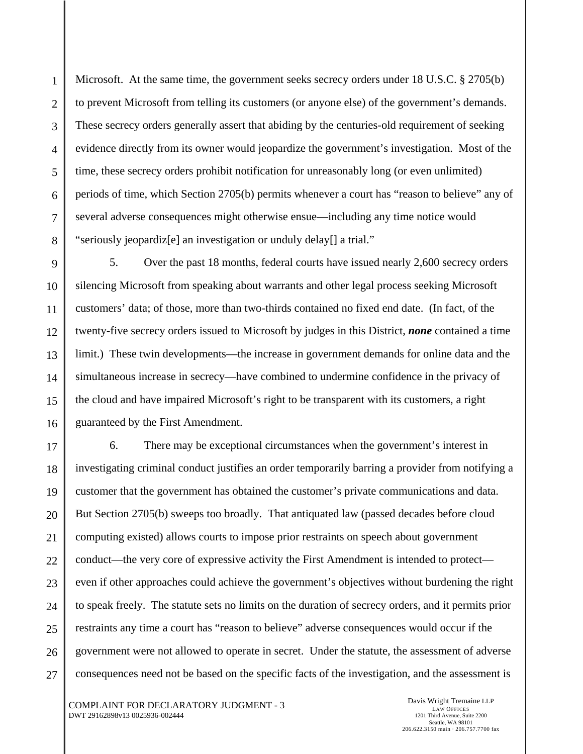Microsoft. At the same time, the government seeks secrecy orders under 18 U.S.C. § 2705(b) to prevent Microsoft from telling its customers (or anyone else) of the government's demands. These secrecy orders generally assert that abiding by the centuries-old requirement of seeking evidence directly from its owner would jeopardize the government's investigation. Most of the time, these secrecy orders prohibit notification for unreasonably long (or even unlimited) periods of time, which Section 2705(b) permits whenever a court has "reason to believe" any of several adverse consequences might otherwise ensue—including any time notice would "seriously jeopardiz[e] an investigation or unduly delay[] a trial."

5. Over the past 18 months, federal courts have issued nearly 2,600 secrecy orders silencing Microsoft from speaking about warrants and other legal process seeking Microsoft customers' data; of those, more than two-thirds contained no fixed end date. (In fact, of the twenty-five secrecy orders issued to Microsoft by judges in this District, ***none*** contained a time limit.) These twin developments—the increase in government demands for online data and the simultaneous increase in secrecy—have combined to undermine confidence in the privacy of the cloud and have impaired Microsoft's right to be transparent with its customers, a right guaranteed by the First Amendment.

6. There may be exceptional circumstances when the government's interest in investigating criminal conduct justifies an order temporarily barring a provider from notifying a customer that the government has obtained the customer's private communications and data. But Section 2705(b) sweeps too broadly. That antiquated law (passed decades before cloud computing existed) allows courts to impose prior restraints on speech about government conduct—the very core of expressive activity the First Amendment is intended to protect—even if other approaches could achieve the government's objectives without burdening the right to speak freely. The statute sets no limits on the duration of secrecy orders, and it permits prior restraints any time a court has "reason to believe" adverse consequences would occur if the government were not allowed to operate in secret. Under the statute, the assessment of adverse consequences need not be based on the specific facts of the investigation, and the assessment is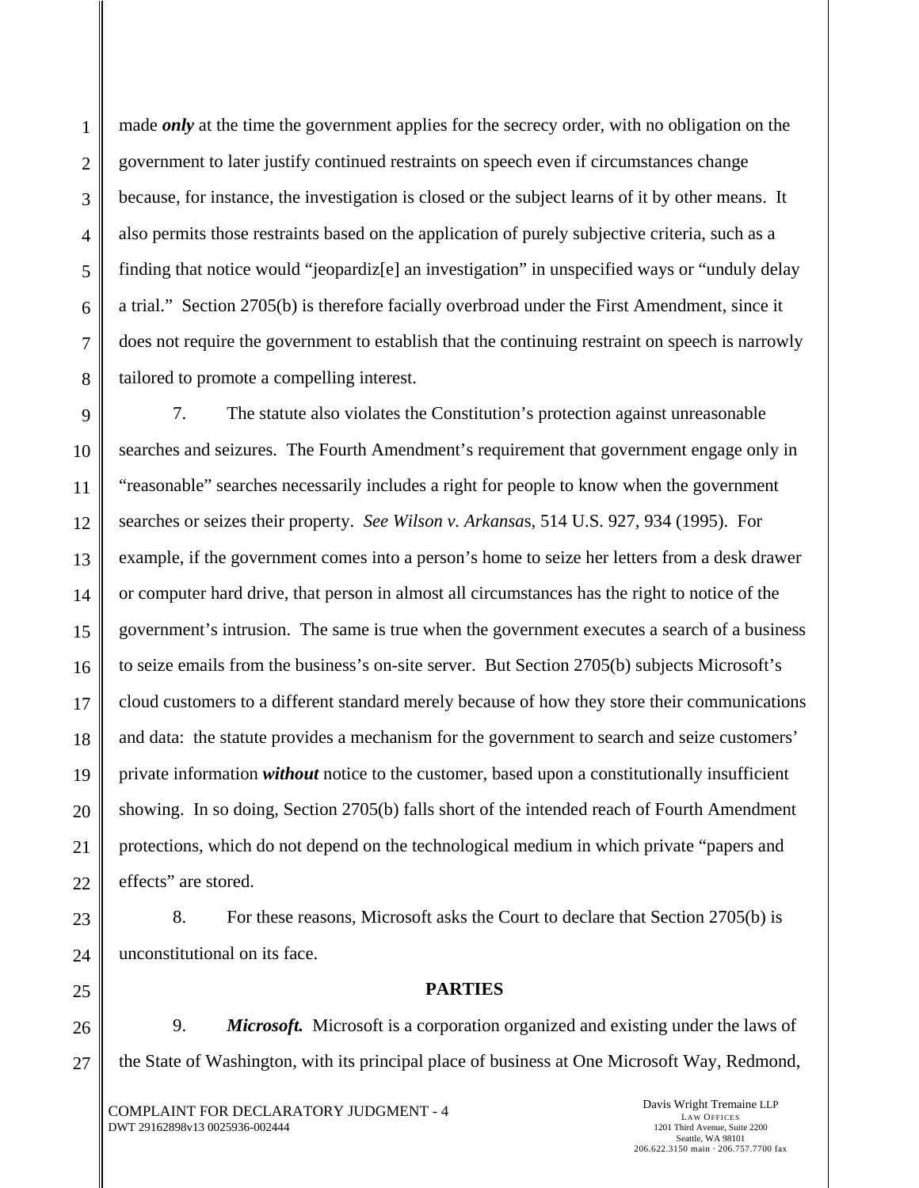made ***only*** at the time the government applies for the secrecy order, with no obligation on the government to later justify continued restraints on speech even if circumstances change because, for instance, the investigation is closed or the subject learns of it by other means. It also permits those restraints based on the application of purely subjective criteria, such as a finding that notice would "jeopardiz[e] an investigation" in unspecified ways or "unduly delay a trial." Section 2705(b) is therefore facially overbroad under the First Amendment, since it does not require the government to establish that the continuing restraint on speech is narrowly tailored to promote a compelling interest.

7. The statute also violates the Constitution's protection against unreasonable searches and seizures. The Fourth Amendment's requirement that government engage only in "reasonable" searches necessarily includes a right for people to know when the government searches or seizes their property. *See Wilson v. Arkansas*, 514 U.S. 927, 934 (1995). For example, if the government comes into a person's home to seize her letters from a desk drawer or computer hard drive, that person in almost all circumstances has the right to notice of the government's intrusion. The same is true when the government executes a search of a business to seize emails from the business's on-site server. But Section 2705(b) subjects Microsoft's cloud customers to a different standard merely because of how they store their communications and data: the statute provides a mechanism for the government to search and seize customers' private information ***without*** notice to the customer, based upon a constitutionally insufficient showing. In so doing, Section 2705(b) falls short of the intended reach of Fourth Amendment protections, which do not depend on the technological medium in which private "papers and effects" are stored.

8. For these reasons, Microsoft asks the Court to declare that Section 2705(b) is unconstitutional on its face.

## PARTIES

9. ***Microsoft.*** Microsoft is a corporation organized and existing under the laws of the State of Washington, with its principal place of business at One Microsoft Way, Redmond,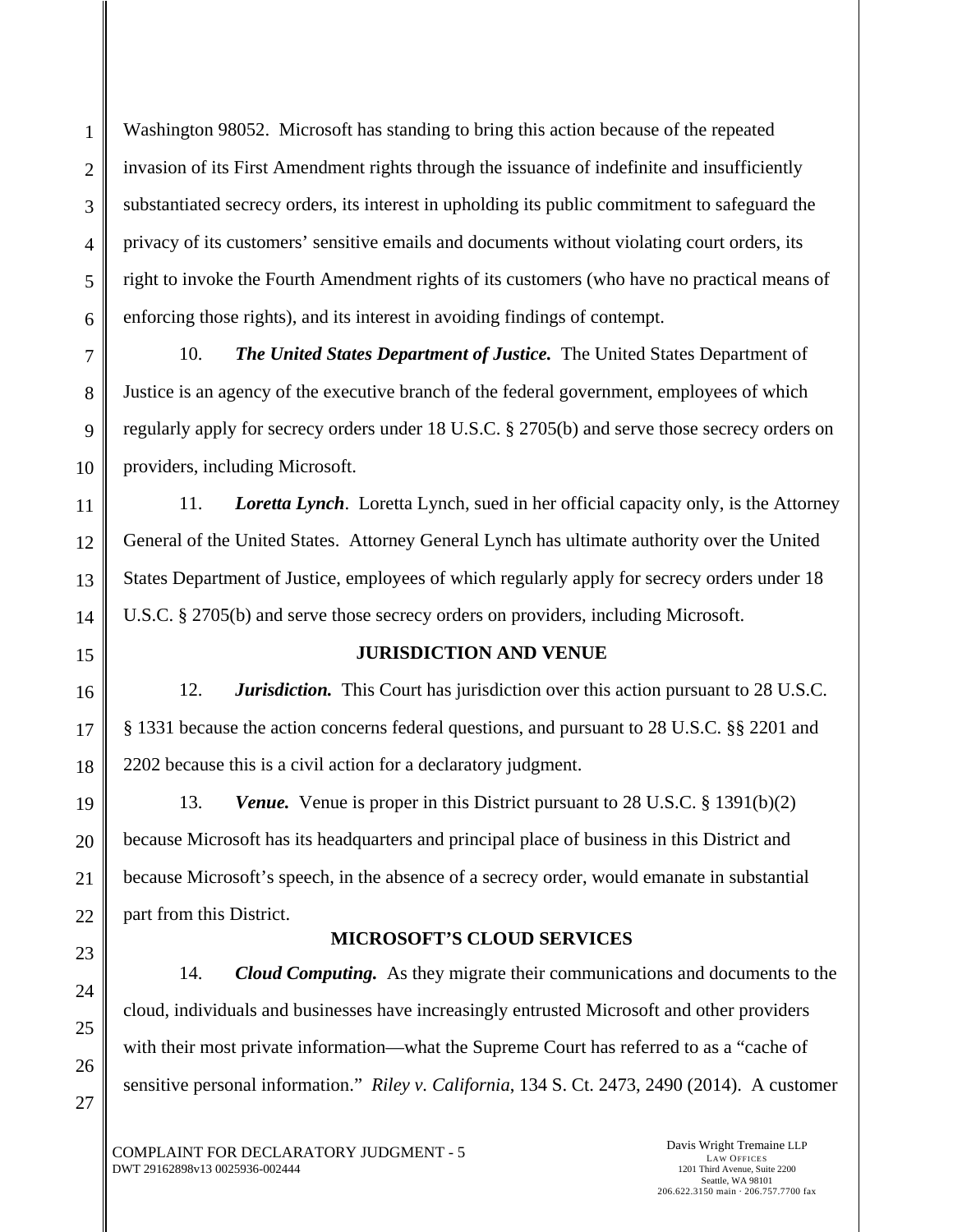Washington 98052. Microsoft has standing to bring this action because of the repeated invasion of its First Amendment rights through the issuance of indefinite and insufficiently substantiated secrecy orders, its interest in upholding its public commitment to safeguard the privacy of its customers' sensitive emails and documents without violating court orders, its right to invoke the Fourth Amendment rights of its customers (who have no practical means of enforcing those rights), and its interest in avoiding findings of contempt.

10. ***The United States Department of Justice.*** The United States Department of Justice is an agency of the executive branch of the federal government, employees of which regularly apply for secrecy orders under 18 U.S.C. § 2705(b) and serve those secrecy orders on providers, including Microsoft.

11. ***Loretta Lynch***. Loretta Lynch, sued in her official capacity only, is the Attorney General of the United States. Attorney General Lynch has ultimate authority over the United States Department of Justice, employees of which regularly apply for secrecy orders under 18 U.S.C. § 2705(b) and serve those secrecy orders on providers, including Microsoft.

## JURISDICTION AND VENUE

12. ***Jurisdiction.*** This Court has jurisdiction over this action pursuant to 28 U.S.C. § 1331 because the action concerns federal questions, and pursuant to 28 U.S.C. §§ 2201 and 2202 because this is a civil action for a declaratory judgment.

13. ***Venue.*** Venue is proper in this District pursuant to 28 U.S.C. § 1391(b)(2) because Microsoft has its headquarters and principal place of business in this District and because Microsoft's speech, in the absence of a secrecy order, would emanate in substantial part from this District.

## MICROSOFT'S CLOUD SERVICES

14. ***Cloud Computing.*** As they migrate their communications and documents to the cloud, individuals and businesses have increasingly entrusted Microsoft and other providers with their most private information—what the Supreme Court has referred to as a "cache of sensitive personal information." *Riley v. California*, 134 S. Ct. 2473, 2490 (2014). A customer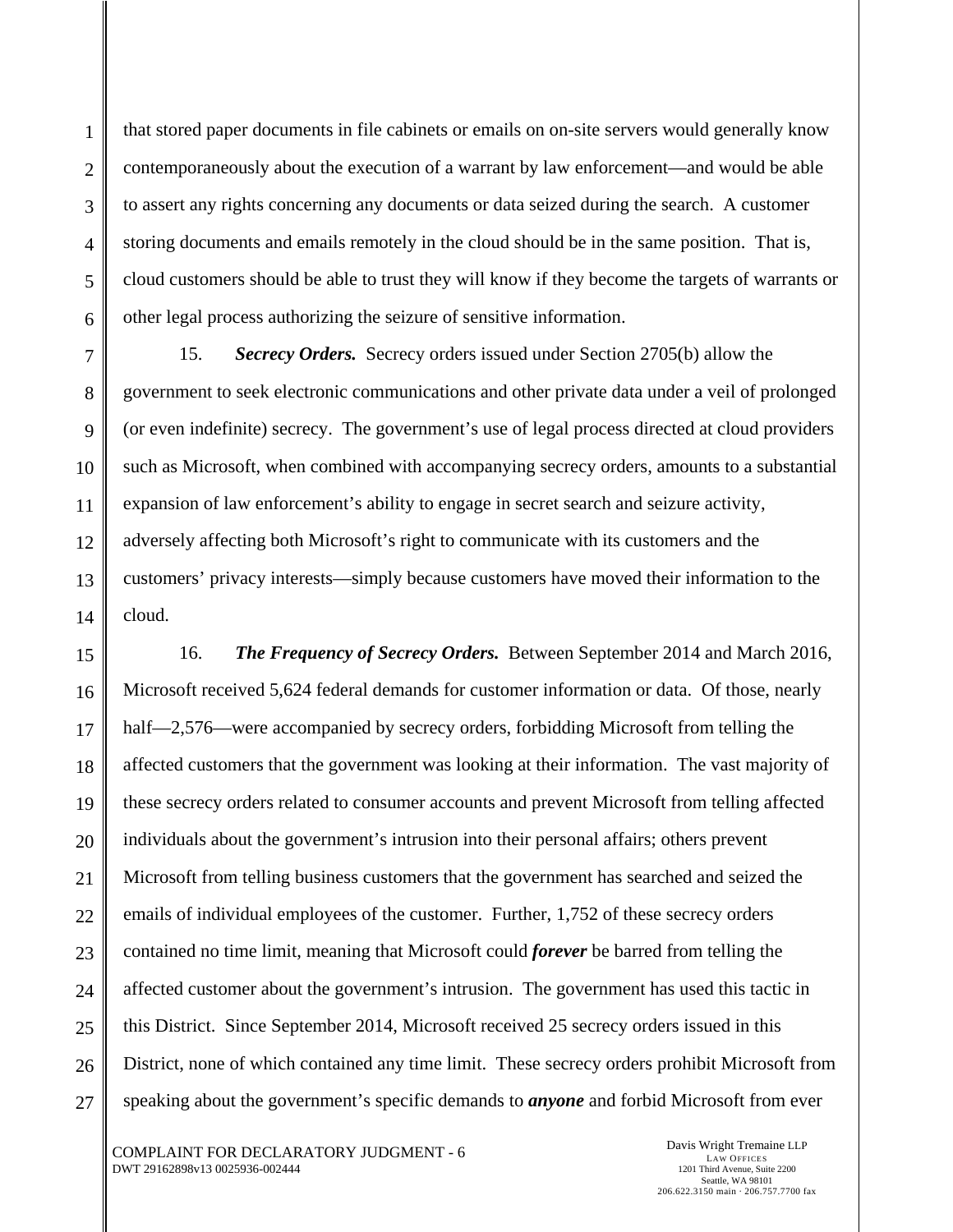that stored paper documents in file cabinets or emails on on-site servers would generally know contemporaneously about the execution of a warrant by law enforcement—and would be able to assert any rights concerning any documents or data seized during the search. A customer storing documents and emails remotely in the cloud should be in the same position. That is, cloud customers should be able to trust they will know if they become the targets of warrants or other legal process authorizing the seizure of sensitive information.

15. ***Secrecy Orders.*** Secrecy orders issued under Section 2705(b) allow the government to seek electronic communications and other private data under a veil of prolonged (or even indefinite) secrecy. The government's use of legal process directed at cloud providers such as Microsoft, when combined with accompanying secrecy orders, amounts to a substantial expansion of law enforcement's ability to engage in secret search and seizure activity, adversely affecting both Microsoft's right to communicate with its customers and the customers' privacy interests—simply because customers have moved their information to the cloud.

16. ***The Frequency of Secrecy Orders.*** Between September 2014 and March 2016, Microsoft received 5,624 federal demands for customer information or data. Of those, nearly half—2,576—were accompanied by secrecy orders, forbidding Microsoft from telling the affected customers that the government was looking at their information. The vast majority of these secrecy orders related to consumer accounts and prevent Microsoft from telling affected individuals about the government's intrusion into their personal affairs; others prevent Microsoft from telling business customers that the government has searched and seized the emails of individual employees of the customer. Further, 1,752 of these secrecy orders contained no time limit, meaning that Microsoft could ***forever*** be barred from telling the affected customer about the government's intrusion. The government has used this tactic in this District. Since September 2014, Microsoft received 25 secrecy orders issued in this District, none of which contained any time limit. These secrecy orders prohibit Microsoft from speaking about the government's specific demands to ***anyone*** and forbid Microsoft from ever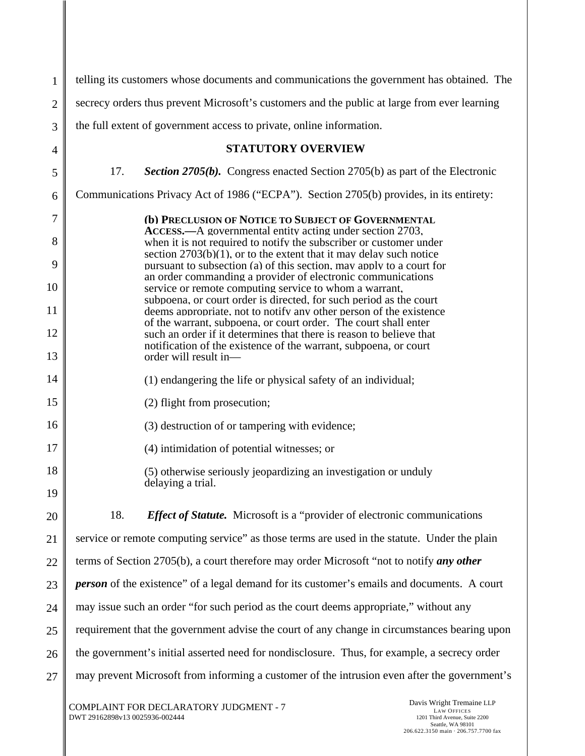telling its customers whose documents and communications the government has obtained. The secrecy orders thus prevent Microsoft's customers and the public at large from ever learning the full extent of government access to private, online information.

## STATUTORY OVERVIEW

17. ***Section 2705(b).*** Congress enacted Section 2705(b) as part of the Electronic Communications Privacy Act of 1986 ("ECPA"). Section 2705(b) provides, in its entirety:

> **(b) Preclusion of Notice to Subject of Governmental Access.—**A governmental entity acting under section 2703, when it is not required to notify the subscriber or customer under section 2703(b)(1), or to the extent that it may delay such notice pursuant to subsection (a) of this section, may apply to a court for an order commanding a provider of electronic communications service or remote computing service to whom a warrant, subpoena, or court order is directed, for such period as the court deems appropriate, not to notify any other person of the existence of the warrant, subpoena, or court order. The court shall enter such an order if it determines that there is reason to believe that notification of the existence of the warrant, subpoena, or court order will result in—
>
> (1) endangering the life or physical safety of an individual;
>
> (2) flight from prosecution;
>
> (3) destruction of or tampering with evidence;
>
> (4) intimidation of potential witnesses; or
>
> (5) otherwise seriously jeopardizing an investigation or unduly delaying a trial.

18. ***Effect of Statute.*** Microsoft is a "provider of electronic communications service or remote computing service" as those terms are used in the statute. Under the plain terms of Section 2705(b), a court therefore may order Microsoft "not to notify ***any other person*** of the existence" of a legal demand for its customer's emails and documents. A court may issue such an order "for such period as the court deems appropriate," without any requirement that the government advise the court of any change in circumstances bearing upon the government's initial asserted need for nondisclosure. Thus, for example, a secrecy order may prevent Microsoft from informing a customer of the intrusion even after the government's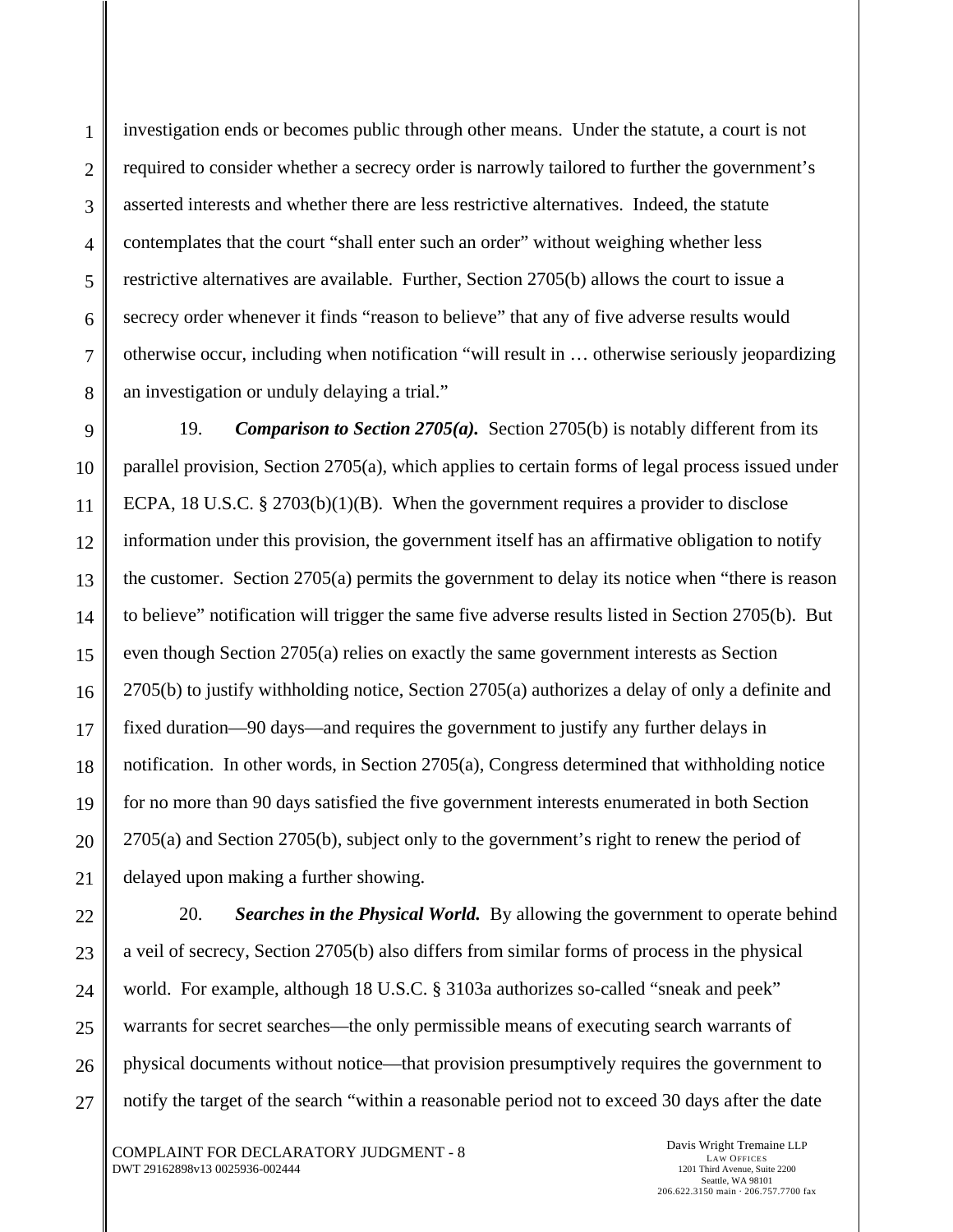investigation ends or becomes public through other means. Under the statute, a court is not required to consider whether a secrecy order is narrowly tailored to further the government's asserted interests and whether there are less restrictive alternatives. Indeed, the statute contemplates that the court "shall enter such an order" without weighing whether less restrictive alternatives are available. Further, Section 2705(b) allows the court to issue a secrecy order whenever it finds "reason to believe" that any of five adverse results would otherwise occur, including when notification "will result in … otherwise seriously jeopardizing an investigation or unduly delaying a trial."

19. ***Comparison to Section 2705(a).*** Section 2705(b) is notably different from its parallel provision, Section 2705(a), which applies to certain forms of legal process issued under ECPA, 18 U.S.C. § 2703(b)(1)(B). When the government requires a provider to disclose information under this provision, the government itself has an affirmative obligation to notify the customer. Section 2705(a) permits the government to delay its notice when "there is reason to believe" notification will trigger the same five adverse results listed in Section 2705(b). But even though Section 2705(a) relies on exactly the same government interests as Section 2705(b) to justify withholding notice, Section 2705(a) authorizes a delay of only a definite and fixed duration—90 days—and requires the government to justify any further delays in notification. In other words, in Section 2705(a), Congress determined that withholding notice for no more than 90 days satisfied the five government interests enumerated in both Section 2705(a) and Section 2705(b), subject only to the government's right to renew the period of delayed upon making a further showing.

20. ***Searches in the Physical World.*** By allowing the government to operate behind a veil of secrecy, Section 2705(b) also differs from similar forms of process in the physical world. For example, although 18 U.S.C. § 3103a authorizes so-called "sneak and peek" warrants for secret searches—the only permissible means of executing search warrants of physical documents without notice—that provision presumptively requires the government to notify the target of the search "within a reasonable period not to exceed 30 days after the date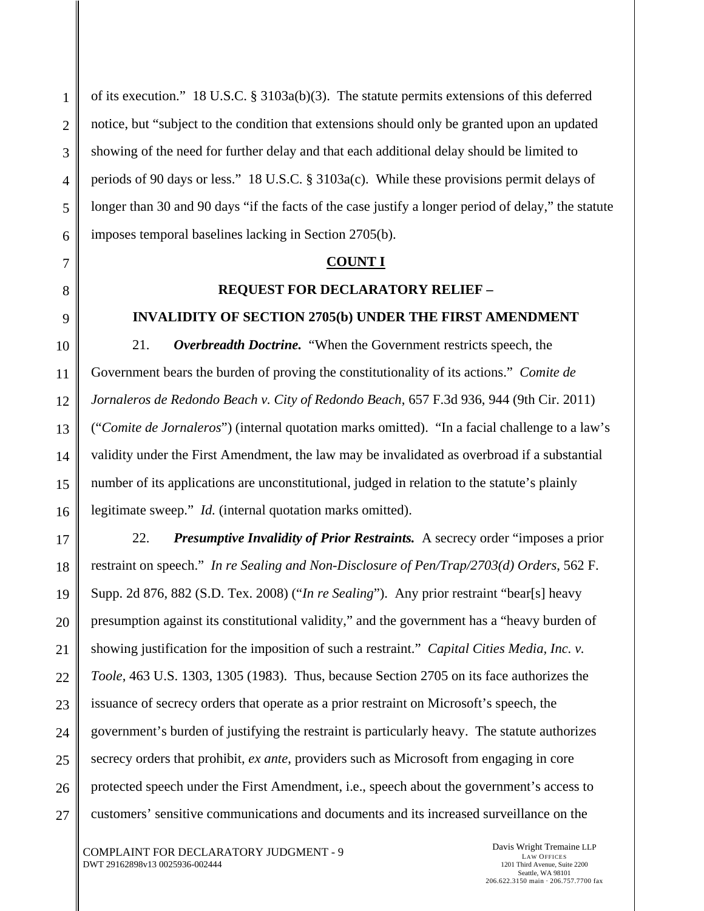of its execution." 18 U.S.C. § 3103a(b)(3). The statute permits extensions of this deferred notice, but "subject to the condition that extensions should only be granted upon an updated showing of the need for further delay and that each additional delay should be limited to periods of 90 days or less." 18 U.S.C. § 3103a(c). While these provisions permit delays of longer than 30 and 90 days "if the facts of the case justify a longer period of delay," the statute imposes temporal baselines lacking in Section 2705(b).

**COUNT I**

**REQUEST FOR DECLARATORY RELIEF –**

**INVALIDITY OF SECTION 2705(b) UNDER THE FIRST AMENDMENT**

21. ***Overbreadth Doctrine.*** "When the Government restricts speech, the Government bears the burden of proving the constitutionality of its actions." *Comite de Jornaleros de Redondo Beach v. City of Redondo Beach*, 657 F.3d 936, 944 (9th Cir. 2011) ("*Comite de Jornaleros*") (internal quotation marks omitted). "In a facial challenge to a law's validity under the First Amendment, the law may be invalidated as overbroad if a substantial number of its applications are unconstitutional, judged in relation to the statute's plainly legitimate sweep." *Id.* (internal quotation marks omitted).

22. ***Presumptive Invalidity of Prior Restraints.*** A secrecy order "imposes a prior restraint on speech." *In re Sealing and Non-Disclosure of Pen/Trap/2703(d) Orders*, 562 F. Supp. 2d 876, 882 (S.D. Tex. 2008) ("*In re Sealing*"). Any prior restraint "bear[s] heavy presumption against its constitutional validity," and the government has a "heavy burden of showing justification for the imposition of such a restraint." *Capital Cities Media, Inc. v. Toole*, 463 U.S. 1303, 1305 (1983). Thus, because Section 2705 on its face authorizes the issuance of secrecy orders that operate as a prior restraint on Microsoft's speech, the government's burden of justifying the restraint is particularly heavy. The statute authorizes secrecy orders that prohibit, *ex ante*, providers such as Microsoft from engaging in core protected speech under the First Amendment, i.e., speech about the government's access to customers' sensitive communications and documents and its increased surveillance on the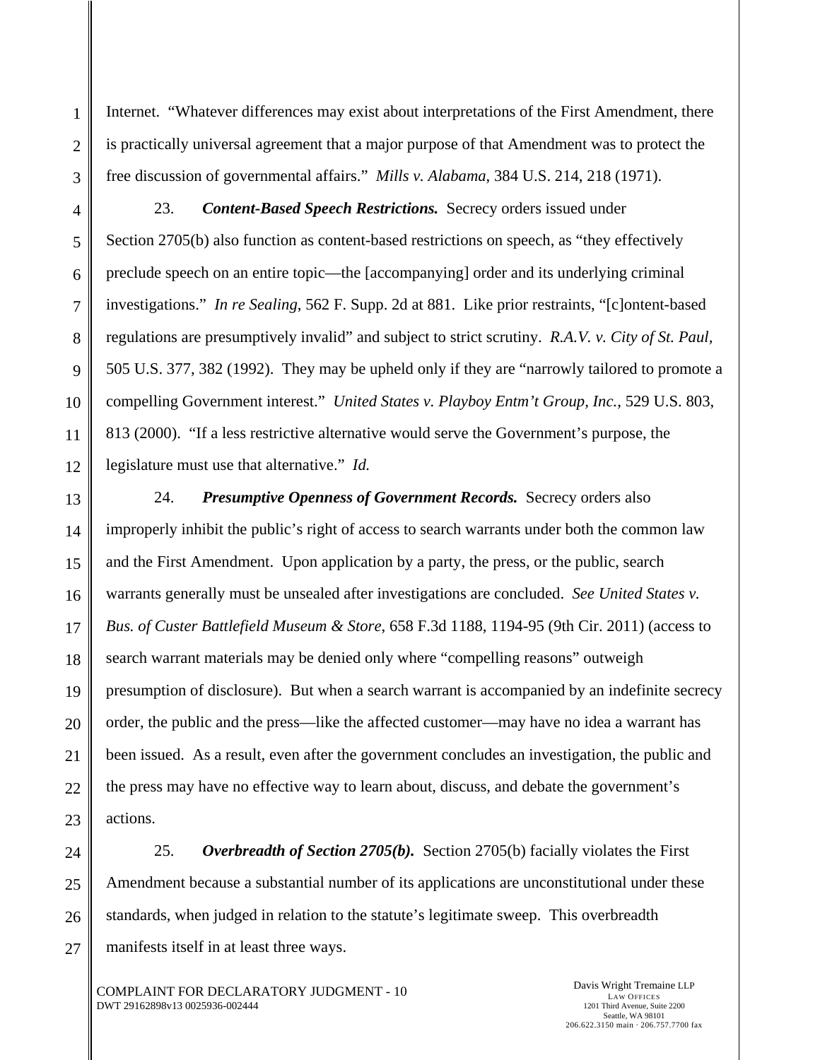Internet. "Whatever differences may exist about interpretations of the First Amendment, there is practically universal agreement that a major purpose of that Amendment was to protect the free discussion of governmental affairs." *Mills v. Alabama*, 384 U.S. 214, 218 (1971).

23. ***Content-Based Speech Restrictions.*** Secrecy orders issued under Section 2705(b) also function as content-based restrictions on speech, as "they effectively preclude speech on an entire topic—the [accompanying] order and its underlying criminal investigations." *In re Sealing*, 562 F. Supp. 2d at 881. Like prior restraints, "[c]ontent-based regulations are presumptively invalid" and subject to strict scrutiny. *R.A.V. v. City of St. Paul*, 505 U.S. 377, 382 (1992). They may be upheld only if they are "narrowly tailored to promote a compelling Government interest." *United States v. Playboy Entm't Group, Inc.*, 529 U.S. 803, 813 (2000). "If a less restrictive alternative would serve the Government's purpose, the legislature must use that alternative." *Id.*

24. ***Presumptive Openness of Government Records.*** Secrecy orders also improperly inhibit the public's right of access to search warrants under both the common law and the First Amendment. Upon application by a party, the press, or the public, search warrants generally must be unsealed after investigations are concluded. *See United States v. Bus. of Custer Battlefield Museum & Store*, 658 F.3d 1188, 1194-95 (9th Cir. 2011) (access to search warrant materials may be denied only where "compelling reasons" outweigh presumption of disclosure). But when a search warrant is accompanied by an indefinite secrecy order, the public and the press—like the affected customer—may have no idea a warrant has been issued. As a result, even after the government concludes an investigation, the public and the press may have no effective way to learn about, discuss, and debate the government's actions.

25. ***Overbreadth of Section 2705(b).*** Section 2705(b) facially violates the First Amendment because a substantial number of its applications are unconstitutional under these standards, when judged in relation to the statute's legitimate sweep. This overbreadth manifests itself in at least three ways.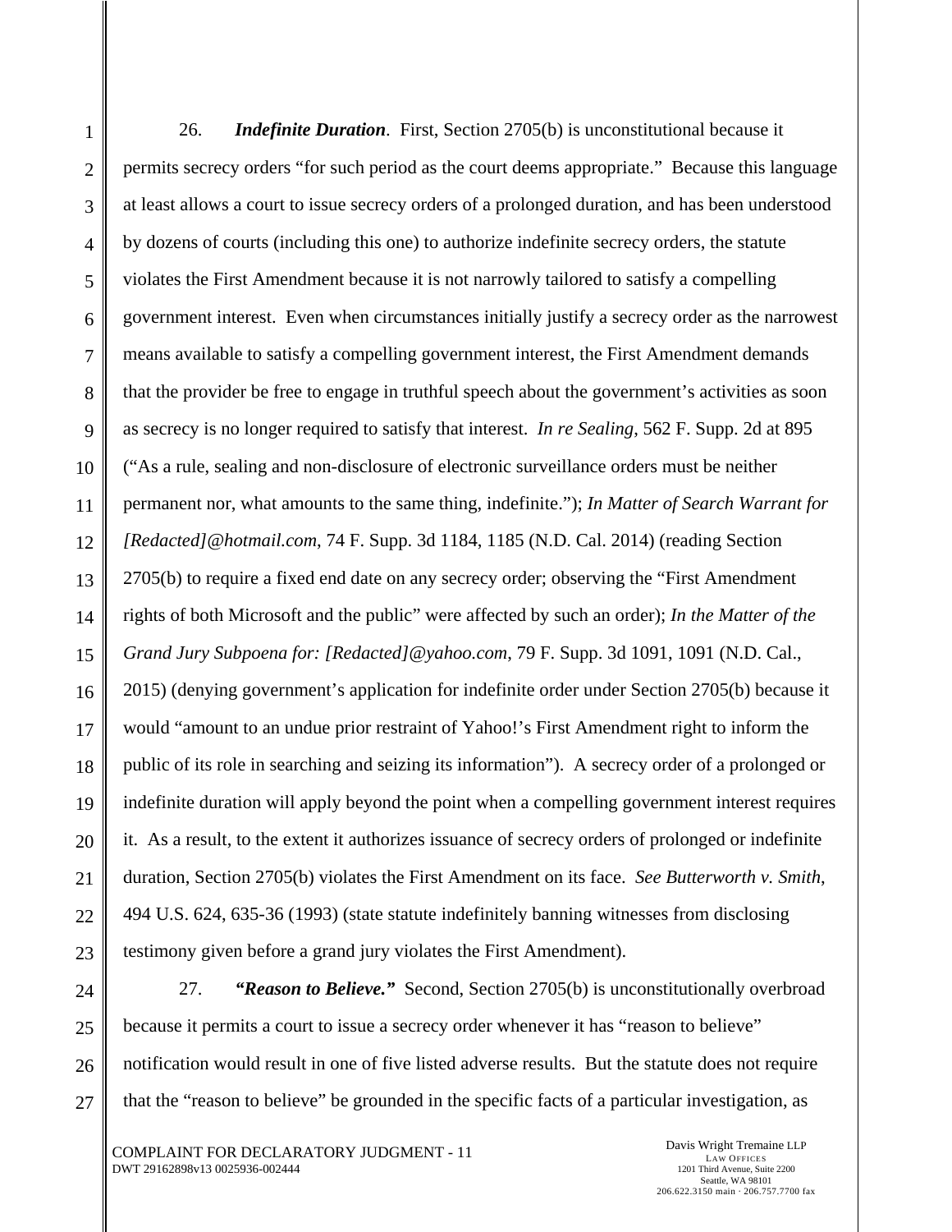26. ***Indefinite Duration***. First, Section 2705(b) is unconstitutional because it permits secrecy orders "for such period as the court deems appropriate." Because this language at least allows a court to issue secrecy orders of a prolonged duration, and has been understood by dozens of courts (including this one) to authorize indefinite secrecy orders, the statute violates the First Amendment because it is not narrowly tailored to satisfy a compelling government interest. Even when circumstances initially justify a secrecy order as the narrowest means available to satisfy a compelling government interest, the First Amendment demands that the provider be free to engage in truthful speech about the government's activities as soon as secrecy is no longer required to satisfy that interest. *In re Sealing*, 562 F. Supp. 2d at 895 ("As a rule, sealing and non-disclosure of electronic surveillance orders must be neither permanent nor, what amounts to the same thing, indefinite."); *In Matter of Search Warrant for [Redacted]@hotmail.com*, 74 F. Supp. 3d 1184, 1185 (N.D. Cal. 2014) (reading Section 2705(b) to require a fixed end date on any secrecy order; observing the "First Amendment rights of both Microsoft and the public" were affected by such an order); *In the Matter of the Grand Jury Subpoena for: [Redacted]@yahoo.com*, 79 F. Supp. 3d 1091, 1091 (N.D. Cal., 2015) (denying government's application for indefinite order under Section 2705(b) because it would "amount to an undue prior restraint of Yahoo!'s First Amendment right to inform the public of its role in searching and seizing its information"). A secrecy order of a prolonged or indefinite duration will apply beyond the point when a compelling government interest requires it. As a result, to the extent it authorizes issuance of secrecy orders of prolonged or indefinite duration, Section 2705(b) violates the First Amendment on its face. *See Butterworth v. Smith*, 494 U.S. 624, 635-36 (1993) (state statute indefinitely banning witnesses from disclosing testimony given before a grand jury violates the First Amendment).

27. ***"Reason to Believe."*** Second, Section 2705(b) is unconstitutionally overbroad because it permits a court to issue a secrecy order whenever it has "reason to believe" notification would result in one of five listed adverse results. But the statute does not require that the "reason to believe" be grounded in the specific facts of a particular investigation, as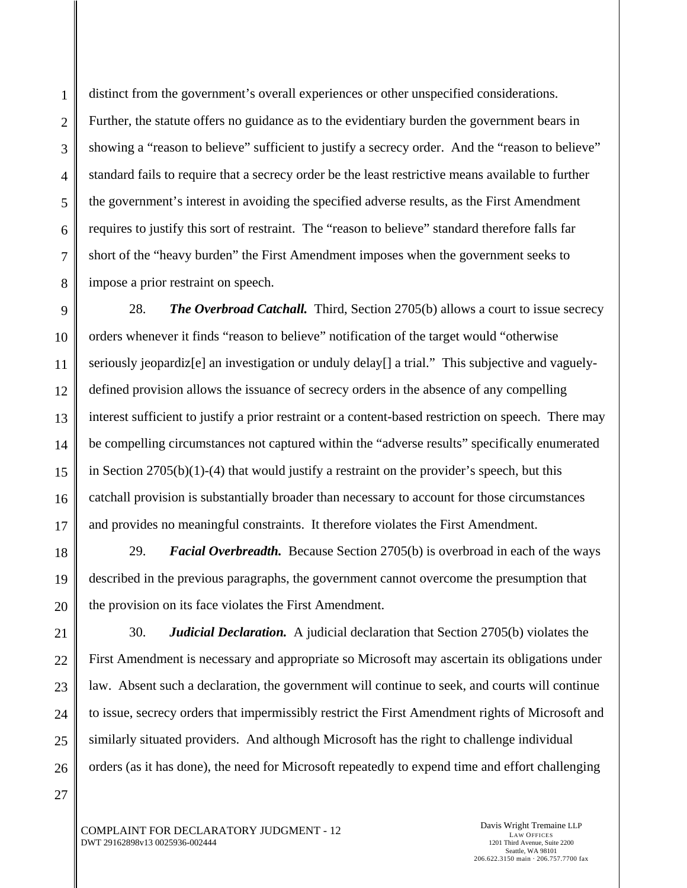distinct from the government's overall experiences or other unspecified considerations. Further, the statute offers no guidance as to the evidentiary burden the government bears in showing a "reason to believe" sufficient to justify a secrecy order. And the "reason to believe" standard fails to require that a secrecy order be the least restrictive means available to further the government's interest in avoiding the specified adverse results, as the First Amendment requires to justify this sort of restraint. The "reason to believe" standard therefore falls far short of the "heavy burden" the First Amendment imposes when the government seeks to impose a prior restraint on speech.

28. ***The Overbroad Catchall.*** Third, Section 2705(b) allows a court to issue secrecy orders whenever it finds "reason to believe" notification of the target would "otherwise seriously jeopardiz[e] an investigation or unduly delay[] a trial." This subjective and vaguely-defined provision allows the issuance of secrecy orders in the absence of any compelling interest sufficient to justify a prior restraint or a content-based restriction on speech. There may be compelling circumstances not captured within the "adverse results" specifically enumerated in Section 2705(b)(1)-(4) that would justify a restraint on the provider's speech, but this catchall provision is substantially broader than necessary to account for those circumstances and provides no meaningful constraints. It therefore violates the First Amendment.

29. ***Facial Overbreadth.*** Because Section 2705(b) is overbroad in each of the ways described in the previous paragraphs, the government cannot overcome the presumption that the provision on its face violates the First Amendment.

30. ***Judicial Declaration.*** A judicial declaration that Section 2705(b) violates the First Amendment is necessary and appropriate so Microsoft may ascertain its obligations under law. Absent such a declaration, the government will continue to seek, and courts will continue to issue, secrecy orders that impermissibly restrict the First Amendment rights of Microsoft and similarly situated providers. And although Microsoft has the right to challenge individual orders (as it has done), the need for Microsoft repeatedly to expend time and effort challenging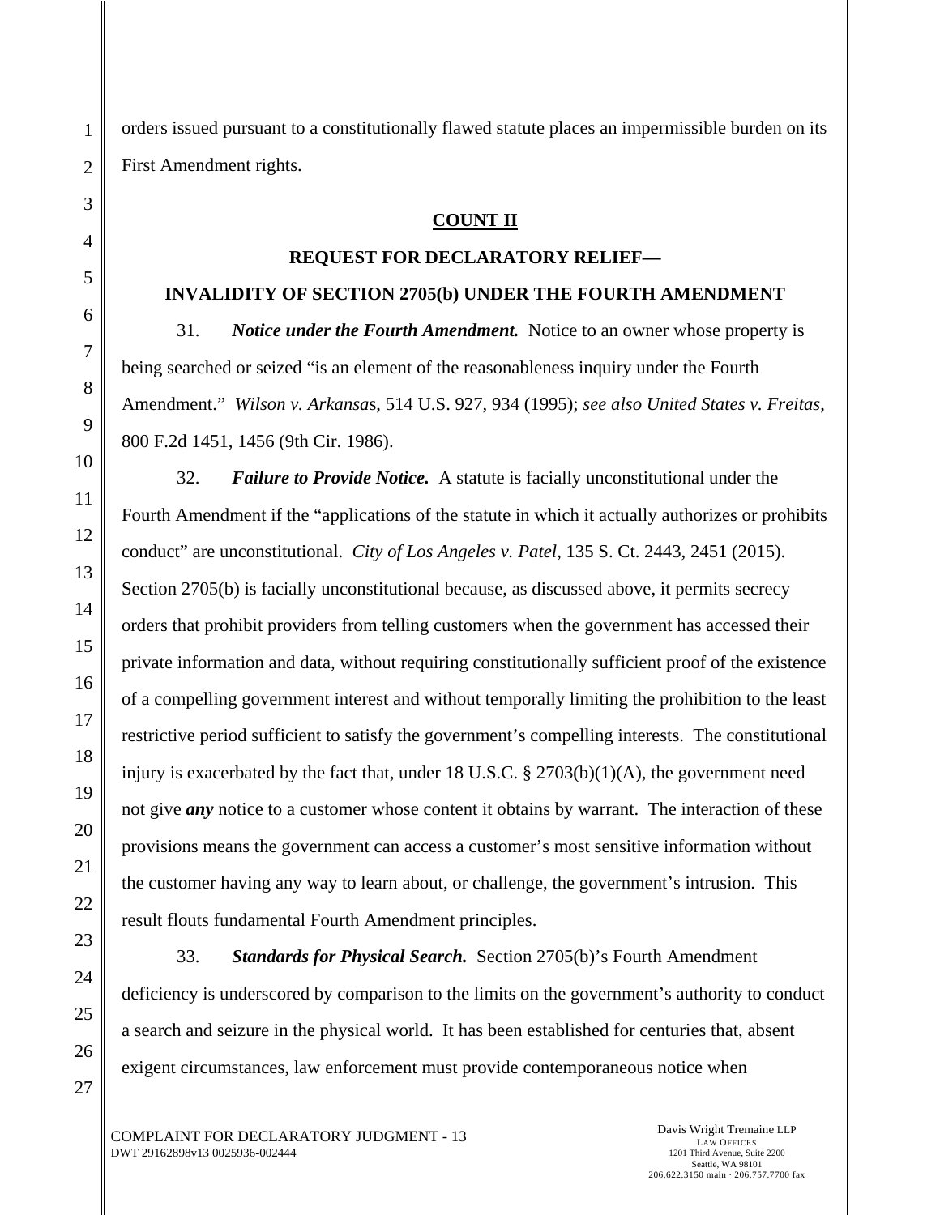orders issued pursuant to a constitutionally flawed statute places an impermissible burden on its First Amendment rights.

**COUNT II**

**REQUEST FOR DECLARATORY RELIEF—**

**INVALIDITY OF SECTION 2705(b) UNDER THE FOURTH AMENDMENT**

31. ***Notice under the Fourth Amendment.*** Notice to an owner whose property is being searched or seized "is an element of the reasonableness inquiry under the Fourth Amendment." *Wilson v. Arkansas*, 514 U.S. 927, 934 (1995); *see also United States v. Freitas*, 800 F.2d 1451, 1456 (9th Cir. 1986).

32. ***Failure to Provide Notice.*** A statute is facially unconstitutional under the Fourth Amendment if the "applications of the statute in which it actually authorizes or prohibits conduct" are unconstitutional. *City of Los Angeles v. Patel*, 135 S. Ct. 2443, 2451 (2015). Section 2705(b) is facially unconstitutional because, as discussed above, it permits secrecy orders that prohibit providers from telling customers when the government has accessed their private information and data, without requiring constitutionally sufficient proof of the existence of a compelling government interest and without temporally limiting the prohibition to the least restrictive period sufficient to satisfy the government's compelling interests. The constitutional injury is exacerbated by the fact that, under 18 U.S.C. § 2703(b)(1)(A), the government need not give ***any*** notice to a customer whose content it obtains by warrant. The interaction of these provisions means the government can access a customer's most sensitive information without the customer having any way to learn about, or challenge, the government's intrusion. This result flouts fundamental Fourth Amendment principles.

33. ***Standards for Physical Search.*** Section 2705(b)'s Fourth Amendment deficiency is underscored by comparison to the limits on the government's authority to conduct a search and seizure in the physical world. It has been established for centuries that, absent exigent circumstances, law enforcement must provide contemporaneous notice when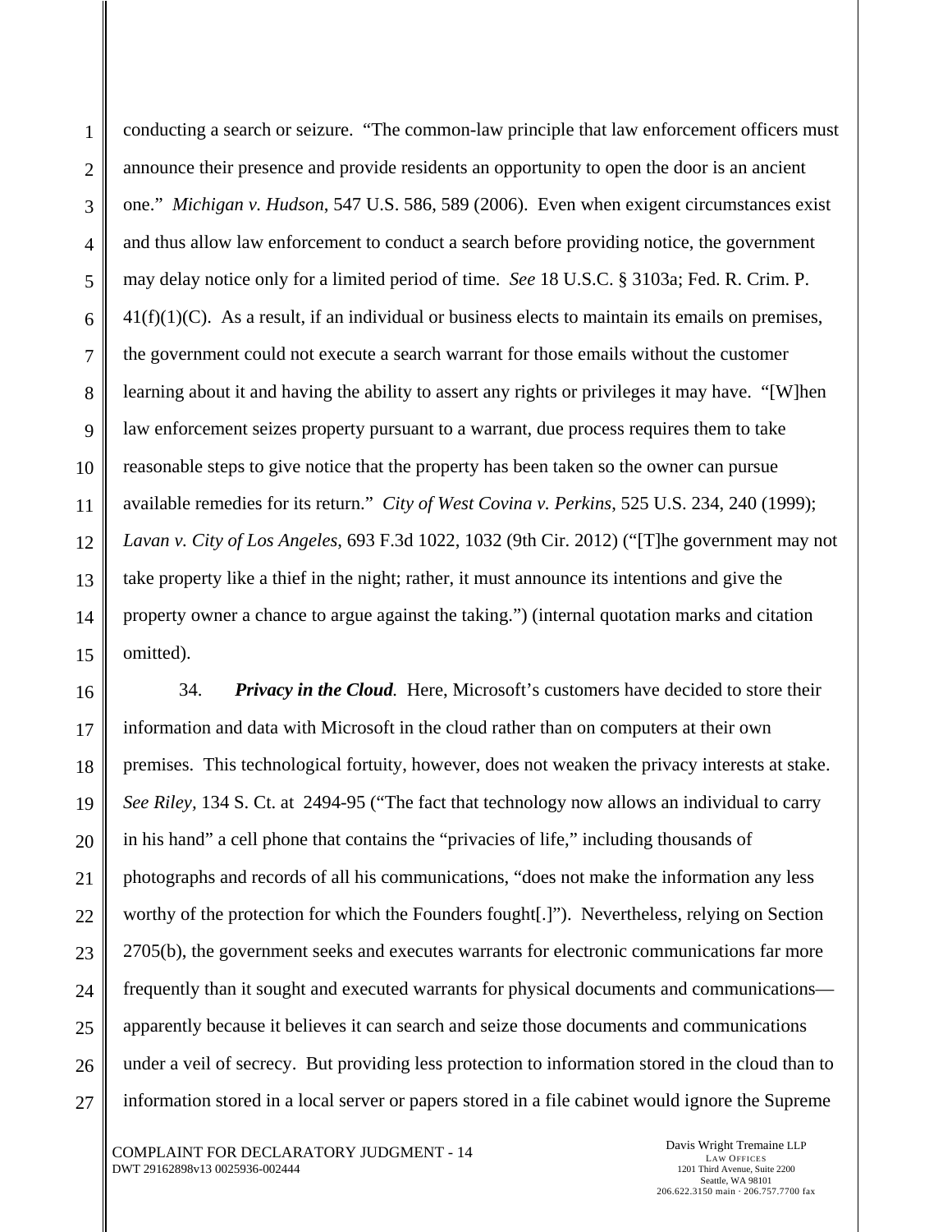conducting a search or seizure. "The common-law principle that law enforcement officers must announce their presence and provide residents an opportunity to open the door is an ancient one." *Michigan v. Hudson*, 547 U.S. 586, 589 (2006). Even when exigent circumstances exist and thus allow law enforcement to conduct a search before providing notice, the government may delay notice only for a limited period of time. *See* 18 U.S.C. § 3103a; Fed. R. Crim. P. 41(f)(1)(C). As a result, if an individual or business elects to maintain its emails on premises, the government could not execute a search warrant for those emails without the customer learning about it and having the ability to assert any rights or privileges it may have. "[W]hen law enforcement seizes property pursuant to a warrant, due process requires them to take reasonable steps to give notice that the property has been taken so the owner can pursue available remedies for its return." *City of West Covina v. Perkins*, 525 U.S. 234, 240 (1999); *Lavan v. City of Los Angeles*, 693 F.3d 1022, 1032 (9th Cir. 2012) ("[T]he government may not take property like a thief in the night; rather, it must announce its intentions and give the property owner a chance to argue against the taking.") (internal quotation marks and citation omitted).

34. ***Privacy in the Cloud.*** Here, Microsoft's customers have decided to store their information and data with Microsoft in the cloud rather than on computers at their own premises. This technological fortuity, however, does not weaken the privacy interests at stake. *See Riley*, 134 S. Ct. at 2494-95 ("The fact that technology now allows an individual to carry in his hand" a cell phone that contains the "privacies of life," including thousands of photographs and records of all his communications, "does not make the information any less worthy of the protection for which the Founders fought[.]"). Nevertheless, relying on Section 2705(b), the government seeks and executes warrants for electronic communications far more frequently than it sought and executed warrants for physical documents and communications—apparently because it believes it can search and seize those documents and communications under a veil of secrecy. But providing less protection to information stored in the cloud than to information stored in a local server or papers stored in a file cabinet would ignore the Supreme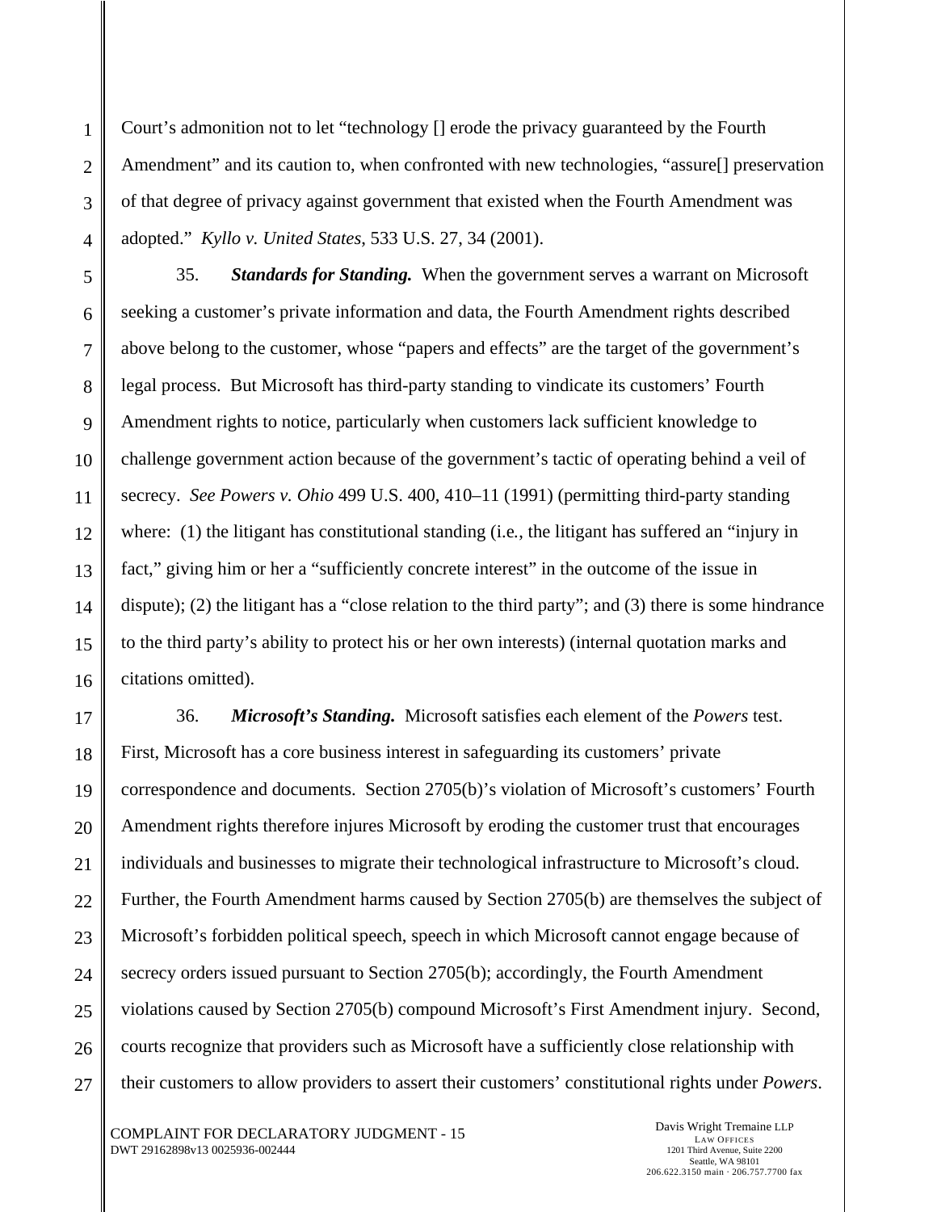Court's admonition not to let "technology [] erode the privacy guaranteed by the Fourth Amendment" and its caution to, when confronted with new technologies, "assure[] preservation of that degree of privacy against government that existed when the Fourth Amendment was adopted." *Kyllo v. United States*, 533 U.S. 27, 34 (2001).

35. ***Standards for Standing.*** When the government serves a warrant on Microsoft seeking a customer's private information and data, the Fourth Amendment rights described above belong to the customer, whose "papers and effects" are the target of the government's legal process. But Microsoft has third-party standing to vindicate its customers' Fourth Amendment rights to notice, particularly when customers lack sufficient knowledge to challenge government action because of the government's tactic of operating behind a veil of secrecy. *See Powers v. Ohio* 499 U.S. 400, 410–11 (1991) (permitting third-party standing where: (1) the litigant has constitutional standing (i.e., the litigant has suffered an "injury in fact," giving him or her a "sufficiently concrete interest" in the outcome of the issue in dispute); (2) the litigant has a "close relation to the third party"; and (3) there is some hindrance to the third party's ability to protect his or her own interests) (internal quotation marks and citations omitted).

36. ***Microsoft's Standing.*** Microsoft satisfies each element of the *Powers* test. First, Microsoft has a core business interest in safeguarding its customers' private correspondence and documents. Section 2705(b)'s violation of Microsoft's customers' Fourth Amendment rights therefore injures Microsoft by eroding the customer trust that encourages individuals and businesses to migrate their technological infrastructure to Microsoft's cloud. Further, the Fourth Amendment harms caused by Section 2705(b) are themselves the subject of Microsoft's forbidden political speech, speech in which Microsoft cannot engage because of secrecy orders issued pursuant to Section 2705(b); accordingly, the Fourth Amendment violations caused by Section 2705(b) compound Microsoft's First Amendment injury. Second, courts recognize that providers such as Microsoft have a sufficiently close relationship with their customers to allow providers to assert their customers' constitutional rights under *Powers*.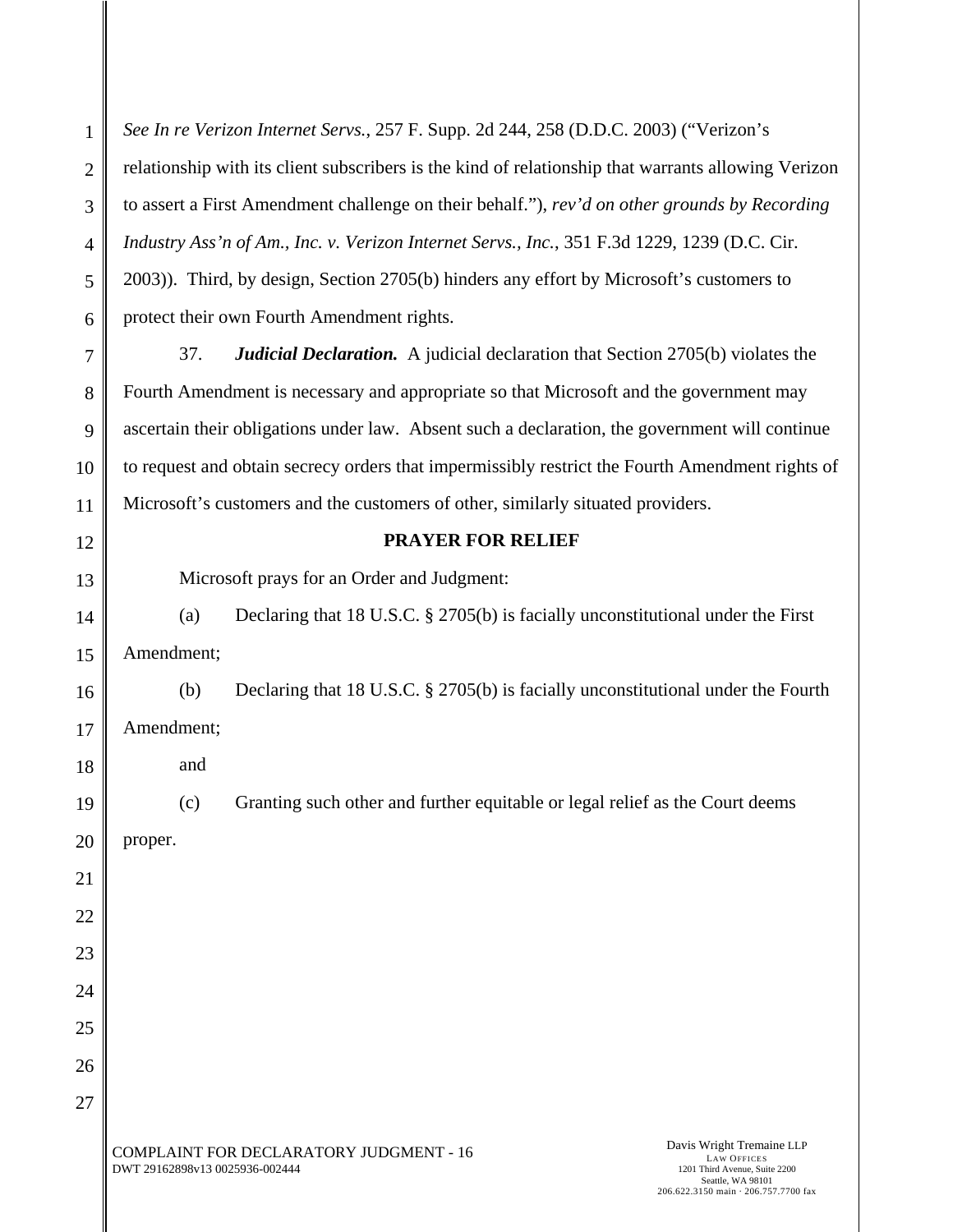*See In re Verizon Internet Servs.*, 257 F. Supp. 2d 244, 258 (D.D.C. 2003) ("Verizon's relationship with its client subscribers is the kind of relationship that warrants allowing Verizon to assert a First Amendment challenge on their behalf."), *rev'd on other grounds by Recording Industry Ass'n of Am., Inc. v. Verizon Internet Servs., Inc.*, 351 F.3d 1229, 1239 (D.C. Cir. 2003)). Third, by design, Section 2705(b) hinders any effort by Microsoft's customers to protect their own Fourth Amendment rights.

37. ***Judicial Declaration.*** A judicial declaration that Section 2705(b) violates the Fourth Amendment is necessary and appropriate so that Microsoft and the government may ascertain their obligations under law. Absent such a declaration, the government will continue to request and obtain secrecy orders that impermissibly restrict the Fourth Amendment rights of Microsoft's customers and the customers of other, similarly situated providers.

**PRAYER FOR RELIEF**

Microsoft prays for an Order and Judgment:

(a) Declaring that 18 U.S.C. § 2705(b) is facially unconstitutional under the First Amendment;

(b) Declaring that 18 U.S.C. § 2705(b) is facially unconstitutional under the Fourth Amendment;

and

(c) Granting such other and further equitable or legal relief as the Court deems proper.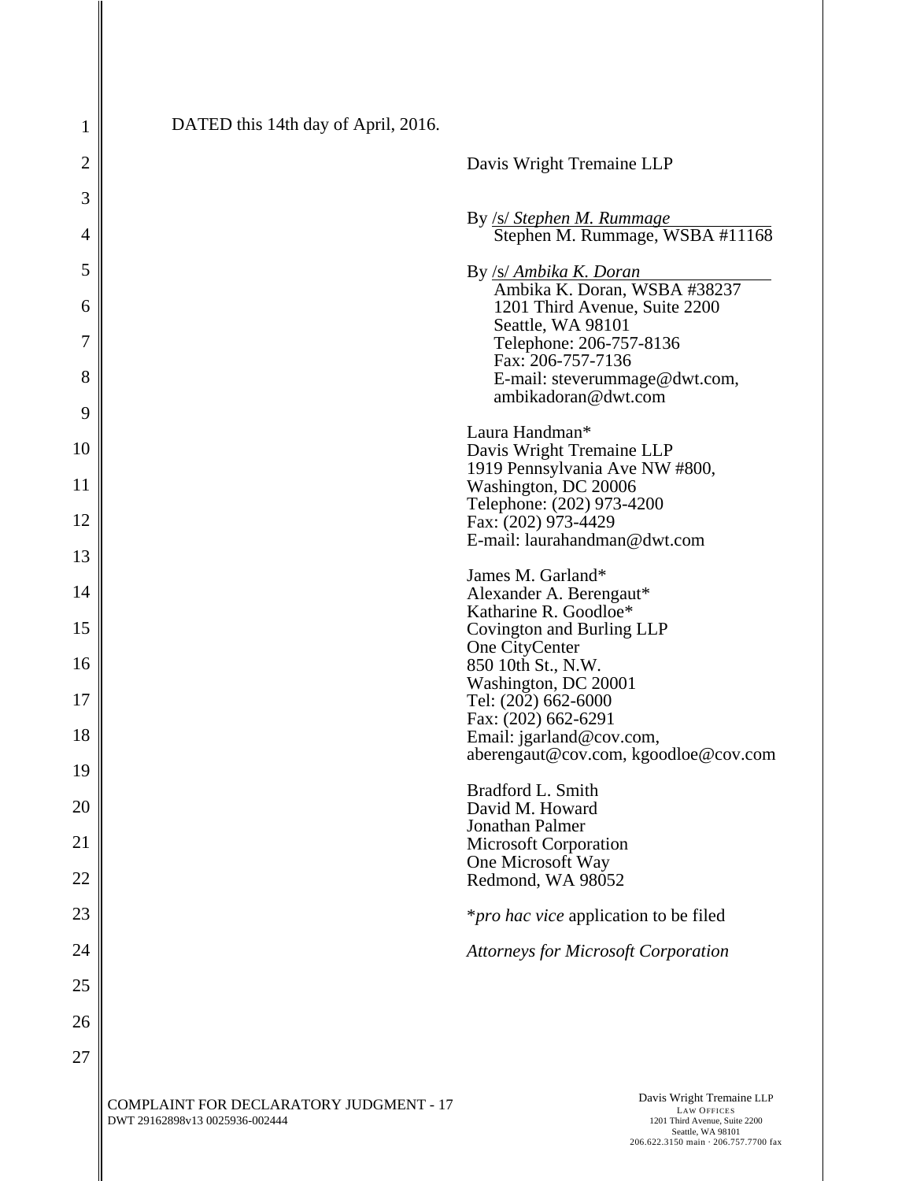DATED this 14th day of April, 2016.

Davis Wright Tremaine LLP

By /s/ *Stephen M. Rummage*
Stephen M. Rummage, WSBA #11168

By /s/ *Ambika K. Doran*
Ambika K. Doran, WSBA #38237
1201 Third Avenue, Suite 2200
Seattle, WA 98101
Telephone: 206-757-8136
Fax: 206-757-7136
E-mail: steverummage@dwt.com, ambikadoran@dwt.com

Laura Handman*
Davis Wright Tremaine LLP
1919 Pennsylvania Ave NW #800,
Washington, DC 20006
Telephone: (202) 973-4200
Fax: (202) 973-4429
E-mail: laurahandman@dwt.com

James M. Garland*
Alexander A. Berengaut*
Katharine R. Goodloe*
Covington and Burling LLP
One CityCenter
850 10th St., N.W.
Washington, DC 20001
Tel: (202) 662-6000
Fax: (202) 662-6291
Email: jgarland@cov.com, aberengaut@cov.com, kgoodloe@cov.com

Bradford L. Smith
David M. Howard
Jonathan Palmer
Microsoft Corporation
One Microsoft Way
Redmond, WA 98052

**pro hac vice* application to be filed

*Attorneys for Microsoft Corporation*